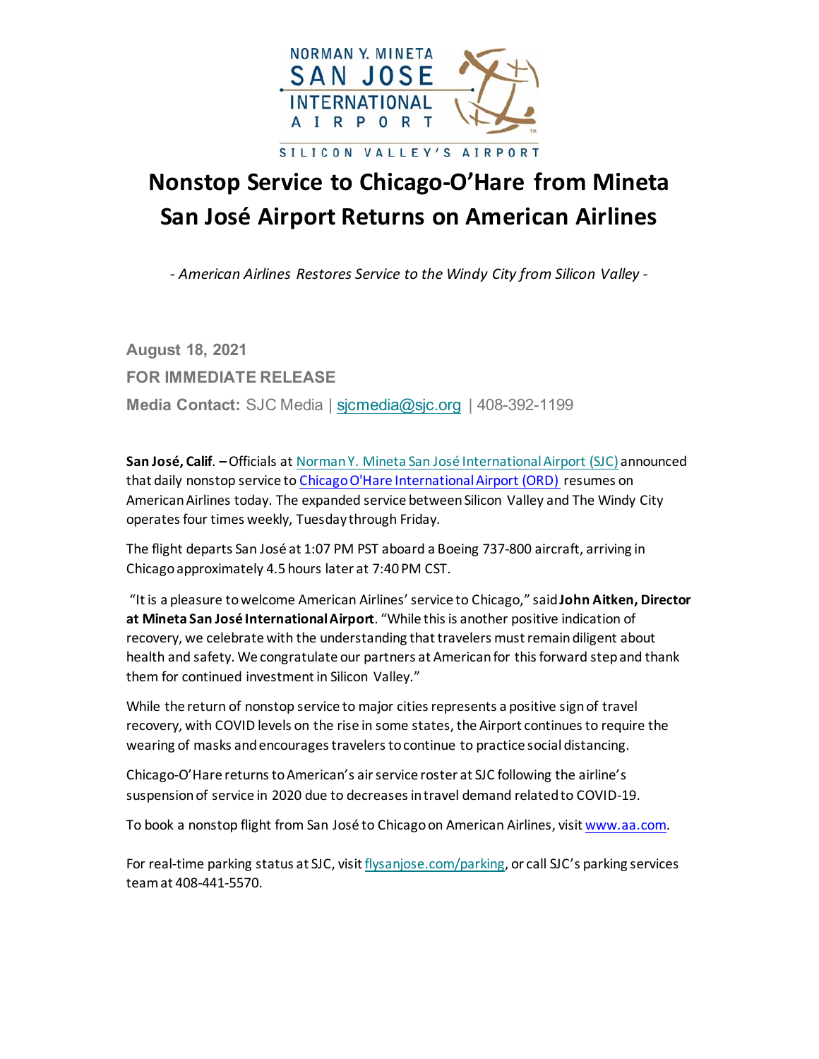NORMAN Y. MINETA
SAN JOSE
INTERNATIONAL
AIRPORT

SILICON VALLEY'S AIRPORT

# Nonstop Service to Chicago-O'Hare from Mineta San José Airport Returns on American Airlines

*- American Airlines Restores Service to the Windy City from Silicon Valley -*

**August 18, 2021**

**FOR IMMEDIATE RELEASE**

**Media Contact:** SJC Media | sjcmedia@sjc.org | 408-392-1199

**San José, Calif. –** Officials at Norman Y. Mineta San José International Airport (SJC) announced that daily nonstop service to Chicago O'Hare International Airport (ORD) resumes on American Airlines today. The expanded service between Silicon Valley and The Windy City operates four times weekly, Tuesday through Friday.

The flight departs San José at 1:07 PM PST aboard a Boeing 737-800 aircraft, arriving in Chicago approximately 4.5 hours later at 7:40 PM CST.

"It is a pleasure to welcome American Airlines' service to Chicago," said **John Aitken, Director at Mineta San José International Airport**. "While this is another positive indication of recovery, we celebrate with the understanding that travelers must remain diligent about health and safety. We congratulate our partners at American for this forward step and thank them for continued investment in Silicon Valley."

While the return of nonstop service to major cities represents a positive sign of travel recovery, with COVID levels on the rise in some states, the Airport continues to require the wearing of masks and encourages travelers to continue to practice social distancing.

Chicago-O'Hare returns to American's air service roster at SJC following the airline's suspension of service in 2020 due to decreases in travel demand related to COVID-19.

To book a nonstop flight from San José to Chicago on American Airlines, visit www.aa.com.

For real-time parking status at SJC, visit flysanjose.com/parking, or call SJC's parking services team at 408-441-5570.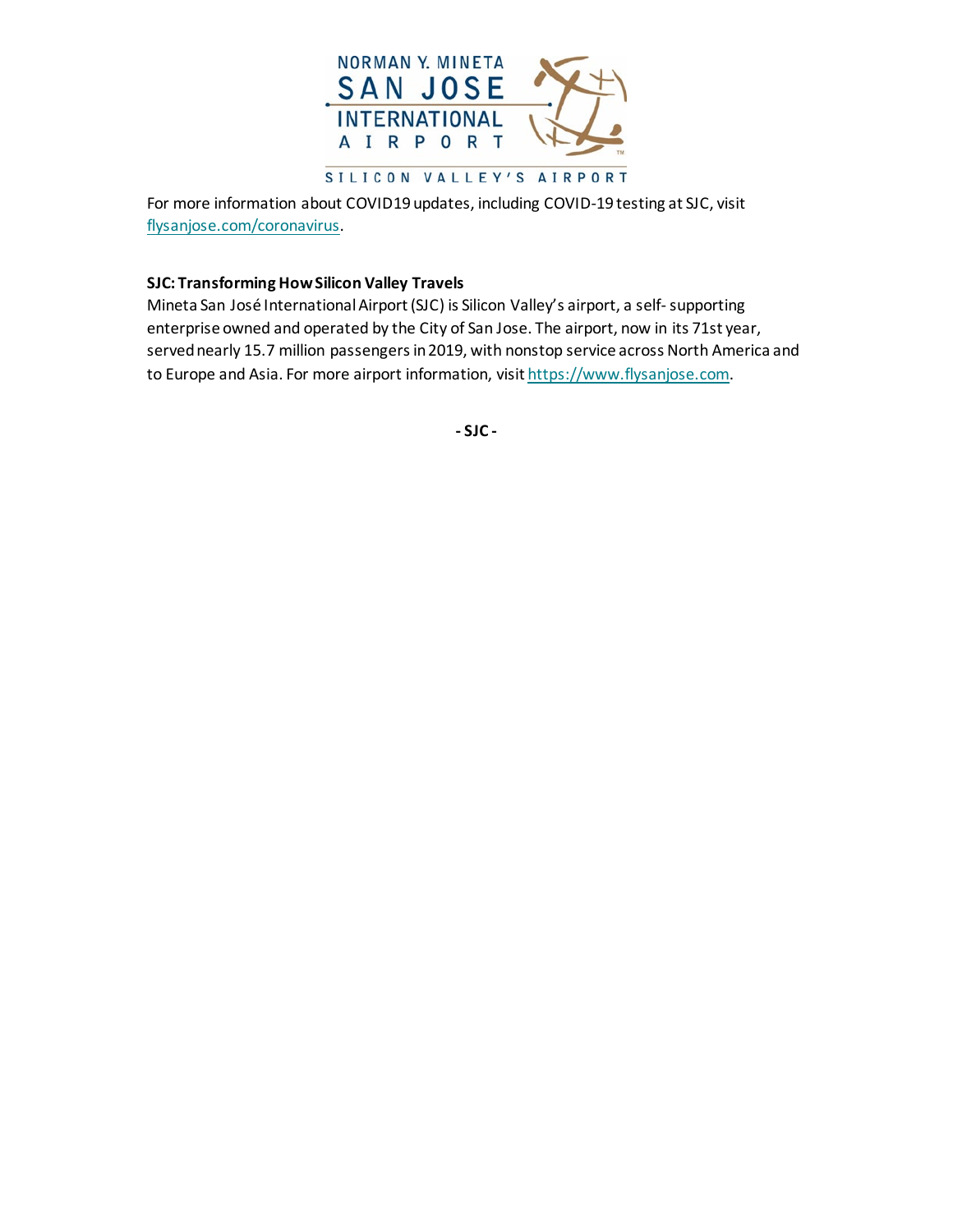For more information about COVID19 updates, including COVID-19 testing at SJC, visit flysanjose.com/coronavirus.

**SJC: Transforming How Silicon Valley Travels**

Mineta San José International Airport (SJC) is Silicon Valley's airport, a self- supporting enterprise owned and operated by the City of San Jose. The airport, now in its 71st year, served nearly 15.7 million passengers in 2019, with nonstop service across North America and to Europe and Asia. For more airport information, visit https://www.flysanjose.com.

**- SJC -**